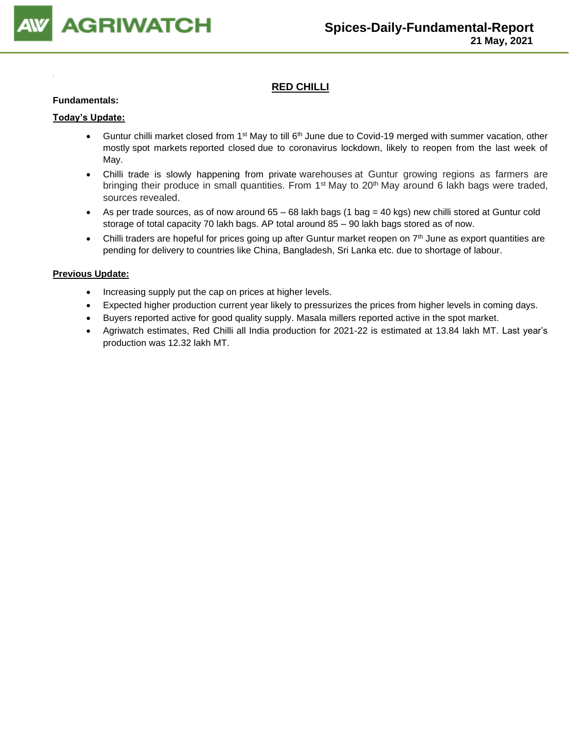# Spices-Daily-Fundamental-Report

**21 May, 2021**

## RED CHILLI

**Fundamentals:**

**Today's Update:**

- Guntur chilli market closed from 1st May to till 6th June due to Covid-19 merged with summer vacation, other mostly spot markets reported closed due to coronavirus lockdown, likely to reopen from the last week of May.
- Chilli trade is slowly happening from private warehouses at Guntur growing regions as farmers are bringing their produce in small quantities. From 1st May to 20th May around 6 lakh bags were traded, sources revealed.
- As per trade sources, as of now around 65 – 68 lakh bags (1 bag = 40 kgs) new chilli stored at Guntur cold storage of total capacity 70 lakh bags. AP total around 85 – 90 lakh bags stored as of now.
- Chilli traders are hopeful for prices going up after Guntur market reopen on 7th June as export quantities are pending for delivery to countries like China, Bangladesh, Sri Lanka etc. due to shortage of labour.

**Previous Update:**

- Increasing supply put the cap on prices at higher levels.
- Expected higher production current year likely to pressurizes the prices from higher levels in coming days.
- Buyers reported active for good quality supply. Masala millers reported active in the spot market.
- Agriwatch estimates, Red Chilli all India production for 2021-22 is estimated at 13.84 lakh MT. Last year's production was 12.32 lakh MT.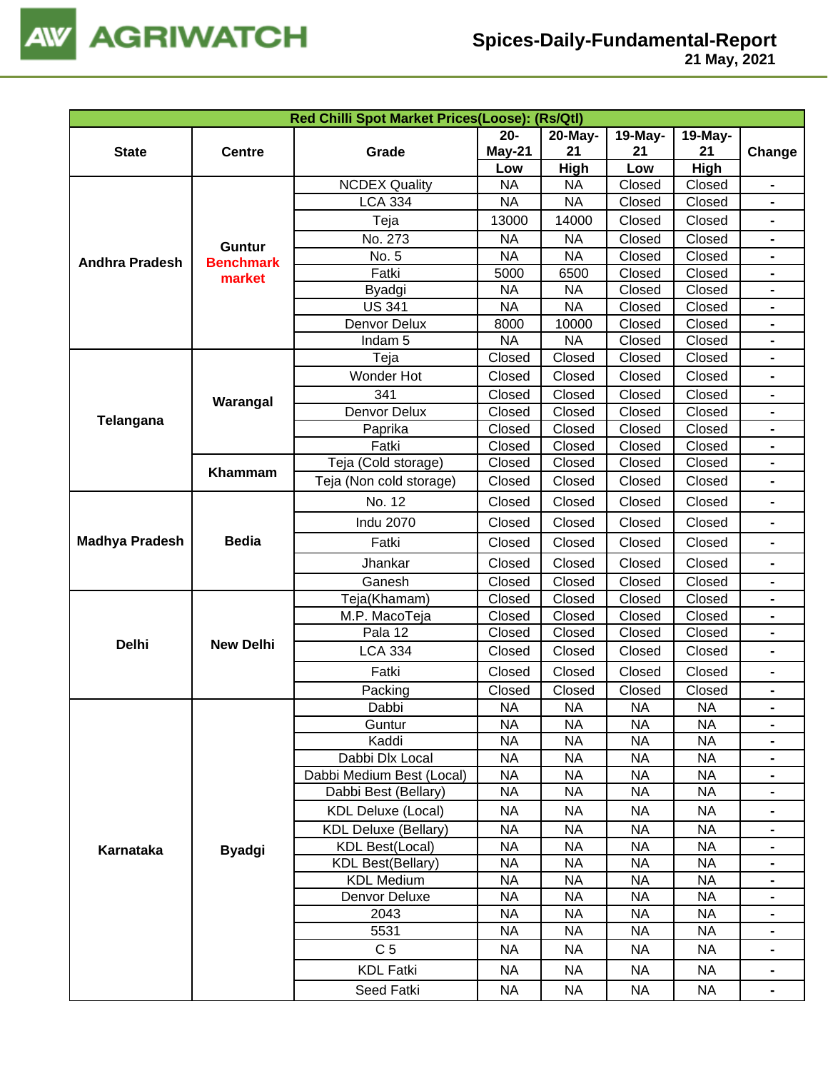| Red Chilli Spot Market Prices(Loose): (Rs/Qtl) | | | | | | | |
|---|---|---|---|---|---|---|---|
| State | Centre | Grade | 20-May-21 | 20-May-21 | 19-May-21 | 19-May-21 | Change |
| | | | Low | High | Low | High | |
| Andhra Pradesh | Guntur Benchmark market | NCDEX Quality | NA | NA | Closed | Closed | - |
| | | LCA 334 | NA | NA | Closed | Closed | - |
| | | Teja | 13000 | 14000 | Closed | Closed | - |
| | | No. 273 | NA | NA | Closed | Closed | - |
| | | No. 5 | NA | NA | Closed | Closed | - |
| | | Fatki | 5000 | 6500 | Closed | Closed | - |
| | | Byadgi | NA | NA | Closed | Closed | - |
| | | US 341 | NA | NA | Closed | Closed | - |
| | | Denvor Delux | 8000 | 10000 | Closed | Closed | - |
| | | Indam 5 | NA | NA | Closed | Closed | - |
| Telangana | Warangal | Teja | Closed | Closed | Closed | Closed | - |
| | | Wonder Hot | Closed | Closed | Closed | Closed | - |
| | | 341 | Closed | Closed | Closed | Closed | - |
| | | Denvor Delux | Closed | Closed | Closed | Closed | - |
| | | Paprika | Closed | Closed | Closed | Closed | - |
| | | Fatki | Closed | Closed | Closed | Closed | - |
| | Khammam | Teja (Cold storage) | Closed | Closed | Closed | Closed | - |
| | | Teja (Non cold storage) | Closed | Closed | Closed | Closed | - |
| Madhya Pradesh | Bedia | No. 12 | Closed | Closed | Closed | Closed | - |
| | | Indu 2070 | Closed | Closed | Closed | Closed | - |
| | | Fatki | Closed | Closed | Closed | Closed | - |
| | | Jhankar | Closed | Closed | Closed | Closed | - |
| | | Ganesh | Closed | Closed | Closed | Closed | - |
| Delhi | New Delhi | Teja(Khamam) | Closed | Closed | Closed | Closed | - |
| | | M.P. MacoTeja | Closed | Closed | Closed | Closed | - |
| | | Pala 12 | Closed | Closed | Closed | Closed | - |
| | | LCA 334 | Closed | Closed | Closed | Closed | - |
| | | Fatki | Closed | Closed | Closed | Closed | - |
| | | Packing | Closed | Closed | Closed | Closed | - |
| Karnataka | Byadgi | Dabbi | NA | NA | NA | NA | - |
| | | Guntur | NA | NA | NA | NA | - |
| | | Kaddi | NA | NA | NA | NA | - |
| | | Dabbi Dlx Local | NA | NA | NA | NA | - |
| | | Dabbi Medium Best (Local) | NA | NA | NA | NA | - |
| | | Dabbi Best (Bellary) | NA | NA | NA | NA | - |
| | | KDL Deluxe (Local) | NA | NA | NA | NA | - |
| | | KDL Deluxe (Bellary) | NA | NA | NA | NA | - |
| | | KDL Best(Local) | NA | NA | NA | NA | - |
| | | KDL Best(Bellary) | NA | NA | NA | NA | - |
| | | KDL Medium | NA | NA | NA | NA | - |
| | | Denvor Deluxe | NA | NA | NA | NA | - |
| | | 2043 | NA | NA | NA | NA | - |
| | | 5531 | NA | NA | NA | NA | - |
| | | C 5 | NA | NA | NA | NA | - |
| | | KDL Fatki | NA | NA | NA | NA | - |
| | | Seed Fatki | NA | NA | NA | NA | - |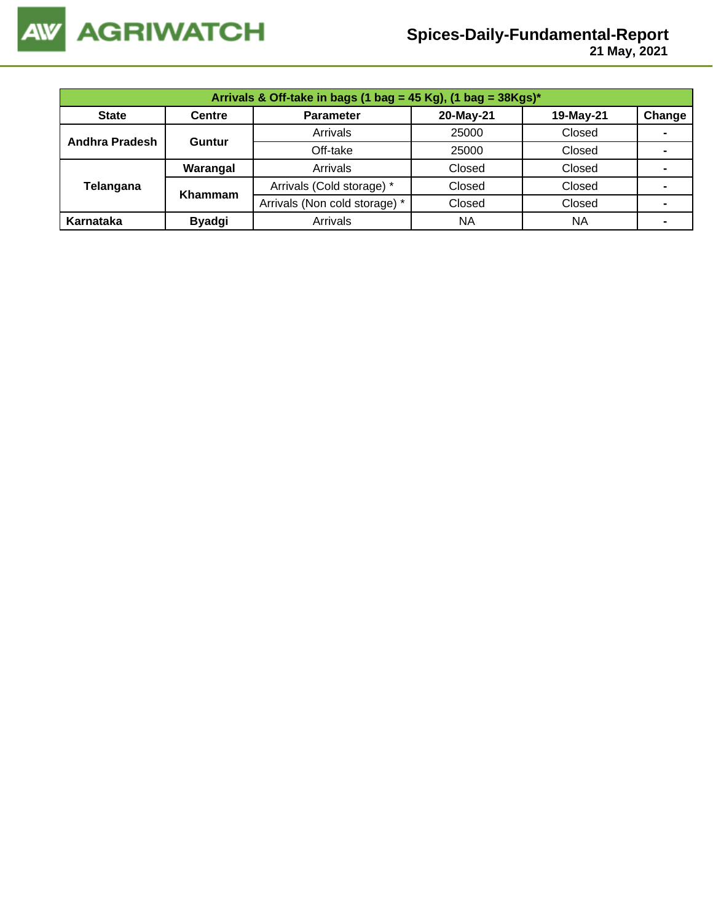| Arrivals & Off-take in bags (1 bag = 45 Kg), (1 bag = 38Kgs)* | | | | | |
|---|---|---|---|---|---|
| **State** | **Centre** | **Parameter** | **20-May-21** | **19-May-21** | **Change** |
| **Andhra Pradesh** | **Guntur** | Arrivals | 25000 | Closed | - |
| | | Off-take | 25000 | Closed | - |
| **Telangana** | **Warangal** | Arrivals | Closed | Closed | - |
| | **Khammam** | Arrivals (Cold storage) * | Closed | Closed | - |
| | | Arrivals (Non cold storage) * | Closed | Closed | - |
| **Karnataka** | **Byadgi** | Arrivals | NA | NA | - |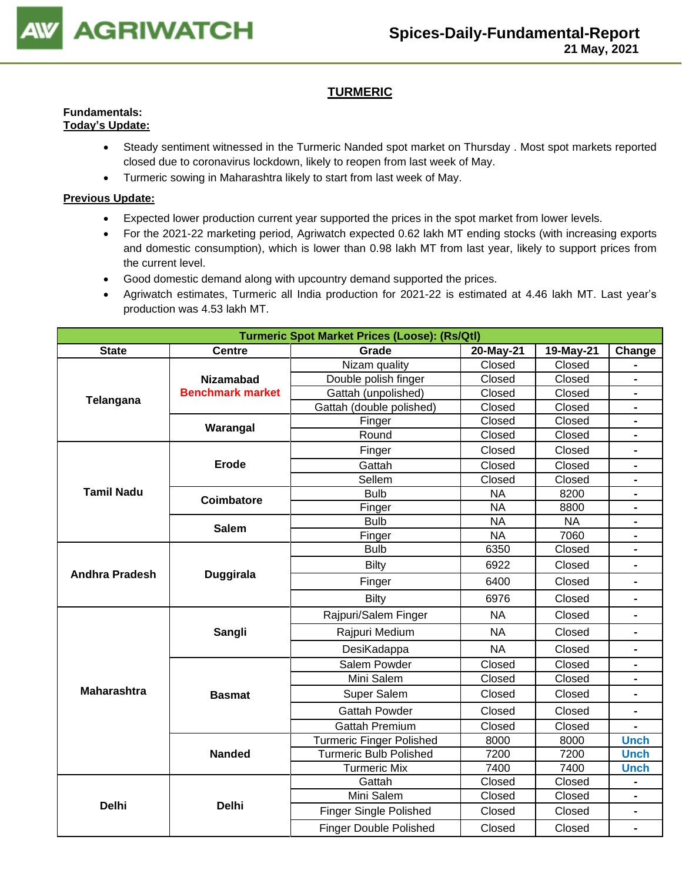# TURMERIC

**Fundamentals:**

**Today's Update:**

- Steady sentiment witnessed in the Turmeric Nanded spot market on Thursday . Most spot markets reported closed due to coronavirus lockdown, likely to reopen from last week of May.
- Turmeric sowing in Maharashtra likely to start from last week of May.

**Previous Update:**

- Expected lower production current year supported the prices in the spot market from lower levels.
- For the 2021-22 marketing period, Agriwatch expected 0.62 lakh MT ending stocks (with increasing exports and domestic consumption), which is lower than 0.98 lakh MT from last year, likely to support prices from the current level.
- Good domestic demand along with upcountry demand supported the prices.
- Agriwatch estimates, Turmeric all India production for 2021-22 is estimated at 4.46 lakh MT. Last year's production was 4.53 lakh MT.

| Turmeric Spot Market Prices (Loose): (Rs/Qtl) | | | | | |
|---|---|---|---|---|---|
| **State** | **Centre** | **Grade** | **20-May-21** | **19-May-21** | **Change** |
| **Telangana** | **Nizamabad Benchmark market** | Nizam quality | Closed | Closed | - |
| | | Double polish finger | Closed | Closed | - |
| | | Gattah (unpolished) | Closed | Closed | - |
| | | Gattah (double polished) | Closed | Closed | - |
| | **Warangal** | Finger | Closed | Closed | - |
| | | Round | Closed | Closed | - |
| **Tamil Nadu** | **Erode** | Finger | Closed | Closed | - |
| | | Gattah | Closed | Closed | - |
| | | Sellem | Closed | Closed | - |
| | **Coimbatore** | Bulb | NA | 8200 | - |
| | | Finger | NA | 8800 | - |
| | **Salem** | Bulb | NA | NA | - |
| | | Finger | NA | 7060 | - |
| **Andhra Pradesh** | **Duggirala** | Bulb | 6350 | Closed | - |
| | | Bilty | 6922 | Closed | - |
| | | Finger | 6400 | Closed | - |
| | | Bilty | 6976 | Closed | - |
| **Maharashtra** | **Sangli** | Rajpuri/Salem Finger | NA | Closed | - |
| | | Rajpuri Medium | NA | Closed | - |
| | | DesiKadappa | NA | Closed | - |
| | **Basmat** | Salem Powder | Closed | Closed | - |
| | | Mini Salem | Closed | Closed | - |
| | | Super Salem | Closed | Closed | - |
| | | Gattah Powder | Closed | Closed | - |
| | | Gattah Premium | Closed | Closed | - |
| | **Nanded** | Turmeric Finger Polished | 8000 | 8000 | Unch |
| | | Turmeric Bulb Polished | 7200 | 7200 | Unch |
| | | Turmeric Mix | 7400 | 7400 | Unch |
| **Delhi** | **Delhi** | Gattah | Closed | Closed | - |
| | | Mini Salem | Closed | Closed | - |
| | | Finger Single Polished | Closed | Closed | - |
| | | Finger Double Polished | Closed | Closed | - |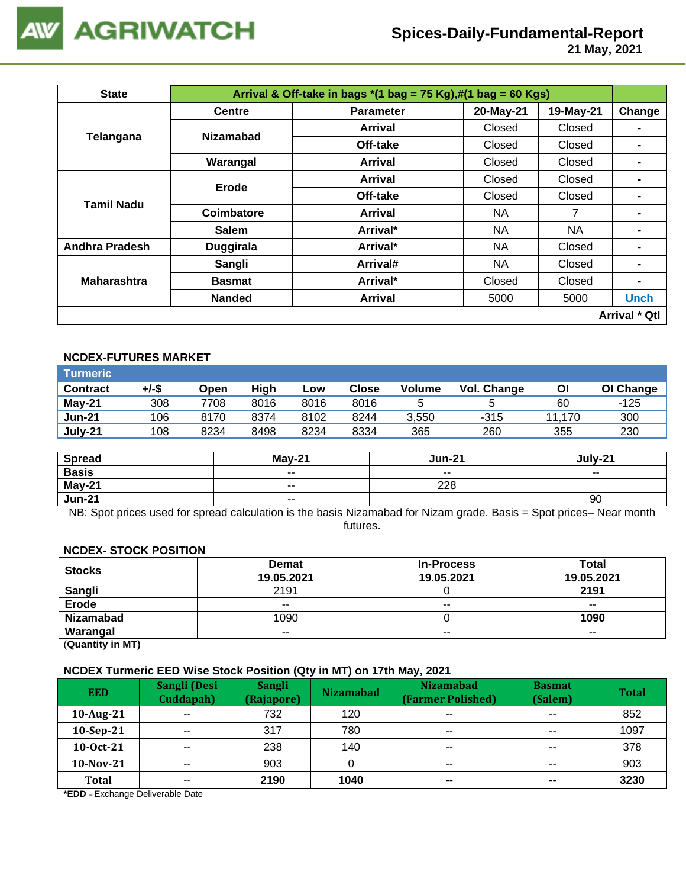# Spices-Daily-Fundamental-Report
21 May, 2021

| State | Arrival & Off-take in bags *(1 bag = 75 Kg),#(1 bag = 60 Kgs) | | | | |
|---|---|---|---|---|---|
| | Centre | Parameter | 20-May-21 | 19-May-21 | Change |
| Telangana | Nizamabad | Arrival | Closed | Closed | - |
| | | Off-take | Closed | Closed | - |
| | Warangal | Arrival | Closed | Closed | - |
| Tamil Nadu | Erode | Arrival | Closed | Closed | - |
| | | Off-take | Closed | Closed | - |
| | Coimbatore | Arrival | NA | 7 | - |
| | Salem | Arrival* | NA | NA | - |
| Andhra Pradesh | Duggirala | Arrival* | NA | Closed | - |
| Maharashtra | Sangli | Arrival# | NA | Closed | - |
| | Basmat | Arrival* | Closed | Closed | - |
| | Nanded | Arrival | 5000 | 5000 | Unch |
| | | | | | Arrival * Qtl |

## NCDEX-FUTURES MARKET

**Turmeric**

| Contract | +/-$ | Open | High | Low | Close | Volume | Vol. Change | OI | OI Change |
|---|---|---|---|---|---|---|---|---|---|
| May-21 | 308 | 7708 | 8016 | 8016 | 8016 | 5 | 5 | 60 | -125 |
| Jun-21 | 106 | 8170 | 8374 | 8102 | 8244 | 3,550 | -315 | 11,170 | 300 |
| July-21 | 108 | 8234 | 8498 | 8234 | 8334 | 365 | 260 | 355 | 230 |

| Spread | May-21 | Jun-21 | July-21 |
|---|---|---|---|
| Basis | -- | -- | -- |
| May-21 | -- | 228 | |
| Jun-21 | -- | | 90 |

NB: Spot prices used for spread calculation is the basis Nizamabad for Nizam grade. Basis = Spot prices– Near month futures.

## NCDEX- STOCK POSITION

| Stocks | Demat | In-Process | Total |
|---|---|---|---|
| | 19.05.2021 | 19.05.2021 | 19.05.2021 |
| Sangli | 2191 | 0 | **2191** |
| Erode | -- | -- | -- |
| Nizamabad | 1090 | 0 | **1090** |
| Warangal | -- | -- | -- |

(**Quantity in MT)**

## NCDEX Turmeric EED Wise Stock Position (Qty in MT) on 17th May, 2021

| EED | Sangli (Desi Cuddapah) | Sangli (Rajapore) | Nizamabad | Nizamabad (Farmer Polished) | Basmat (Salem) | Total |
|---|---|---|---|---|---|---|
| 10-Aug-21 | -- | 732 | 120 | -- | -- | 852 |
| 10-Sep-21 | -- | 317 | 780 | -- | -- | 1097 |
| 10-Oct-21 | -- | 238 | 140 | -- | -- | 378 |
| 10-Nov-21 | -- | 903 | 0 | -- | -- | 903 |
| **Total** | -- | **2190** | **1040** | **--** | **--** | **3230** |

***EDD** – Exchange Deliverable Date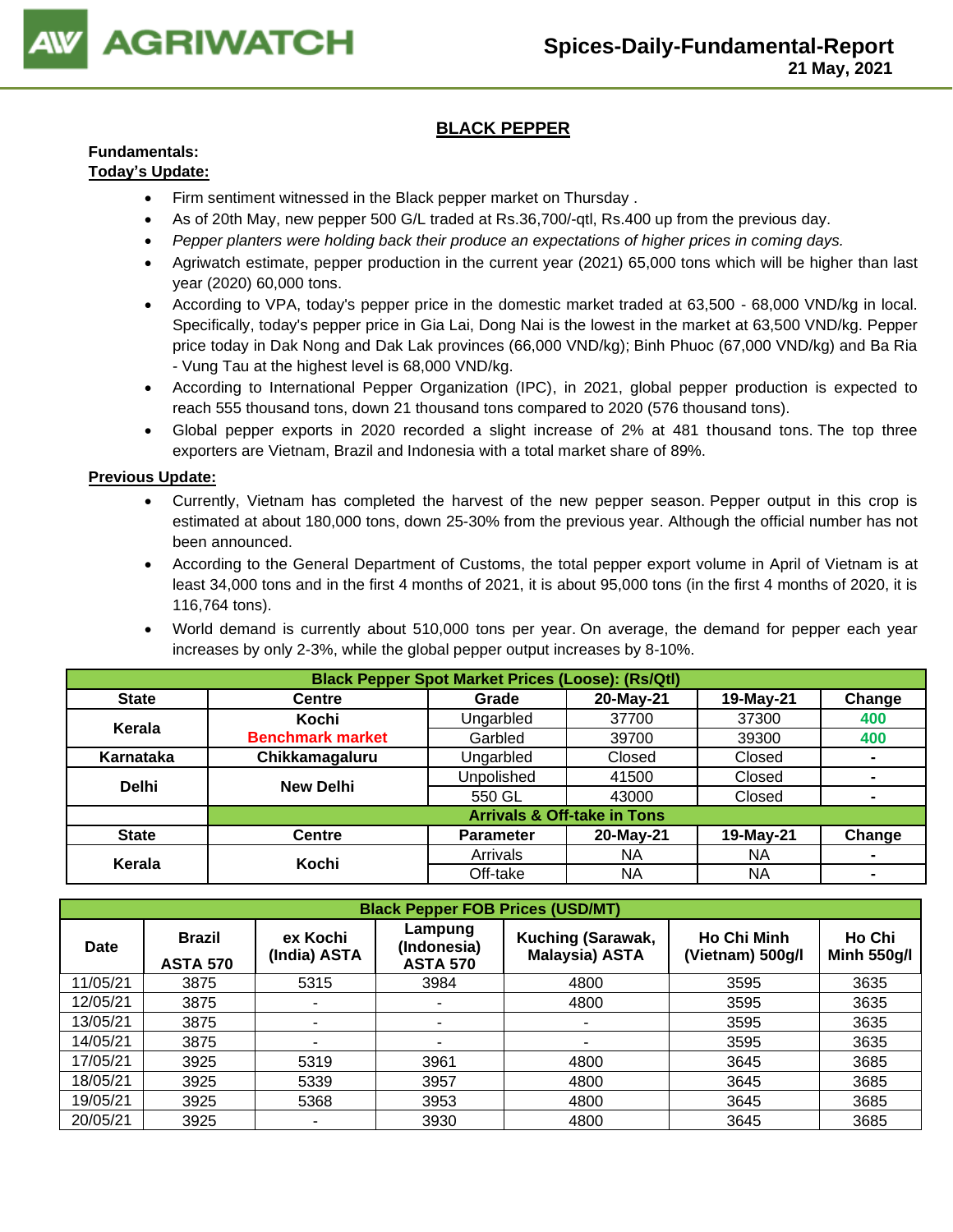## BLACK PEPPER

**Fundamentals:**

**Today's Update:**

- Firm sentiment witnessed in the Black pepper market on Thursday .
- As of 20th May, new pepper 500 G/L traded at Rs.36,700/-qtl, Rs.400 up from the previous day.
- *Pepper planters were holding back their produce an expectations of higher prices in coming days.*
- Agriwatch estimate, pepper production in the current year (2021) 65,000 tons which will be higher than last year (2020) 60,000 tons.
- According to VPA, today's pepper price in the domestic market traded at 63,500 - 68,000 VND/kg in local. Specifically, today's pepper price in Gia Lai, Dong Nai is the lowest in the market at 63,500 VND/kg. Pepper price today in Dak Nong and Dak Lak provinces (66,000 VND/kg); Binh Phuoc (67,000 VND/kg) and Ba Ria - Vung Tau at the highest level is 68,000 VND/kg.
- According to International Pepper Organization (IPC), in 2021, global pepper production is expected to reach 555 thousand tons, down 21 thousand tons compared to 2020 (576 thousand tons).
- Global pepper exports in 2020 recorded a slight increase of 2% at 481 thousand tons. The top three exporters are Vietnam, Brazil and Indonesia with a total market share of 89%.

**Previous Update:**

- Currently, Vietnam has completed the harvest of the new pepper season. Pepper output in this crop is estimated at about 180,000 tons, down 25-30% from the previous year. Although the official number has not been announced.
- According to the General Department of Customs, the total pepper export volume in April of Vietnam is at least 34,000 tons and in the first 4 months of 2021, it is about 95,000 tons (in the first 4 months of 2020, it is 116,764 tons).
- World demand is currently about 510,000 tons per year. On average, the demand for pepper each year increases by only 2-3%, while the global pepper output increases by 8-10%.

| Black Pepper Spot Market Prices (Loose): (Rs/Qtl) | | | | | |
|---|---|---|---|---|---|
| State | Centre | Grade | 20-May-21 | 19-May-21 | Change |
| Kerala | Kochi<br>Benchmark market | Ungarbled | 37700 | 37300 | 400 |
| | | Garbled | 39700 | 39300 | 400 |
| Karnataka | Chikkamagaluru | Ungarbled | Closed | Closed | - |
| Delhi | New Delhi | Unpolished | 41500 | Closed | - |
| | | 550 GL | 43000 | Closed | - |
| | Arrivals & Off-take in Tons | | | | |
| State | Centre | Parameter | 20-May-21 | 19-May-21 | Change |
| Kerala | Kochi | Arrivals | NA | NA | - |
| | | Off-take | NA | NA | - |

| Black Pepper FOB Prices (USD/MT) | | | | | | |
|---|---|---|---|---|---|---|
| Date | Brazil ASTA 570 | ex Kochi (India) ASTA | Lampung (Indonesia) ASTA 570 | Kuching (Sarawak, Malaysia) ASTA | Ho Chi Minh (Vietnam) 500g/l | Ho Chi Minh 550g/l |
| 11/05/21 | 3875 | 5315 | 3984 | 4800 | 3595 | 3635 |
| 12/05/21 | 3875 | - | - | 4800 | 3595 | 3635 |
| 13/05/21 | 3875 | - | - | - | 3595 | 3635 |
| 14/05/21 | 3875 | - | - | - | 3595 | 3635 |
| 17/05/21 | 3925 | 5319 | 3961 | 4800 | 3645 | 3685 |
| 18/05/21 | 3925 | 5339 | 3957 | 4800 | 3645 | 3685 |
| 19/05/21 | 3925 | 5368 | 3953 | 4800 | 3645 | 3685 |
| 20/05/21 | 3925 | - | 3930 | 4800 | 3645 | 3685 |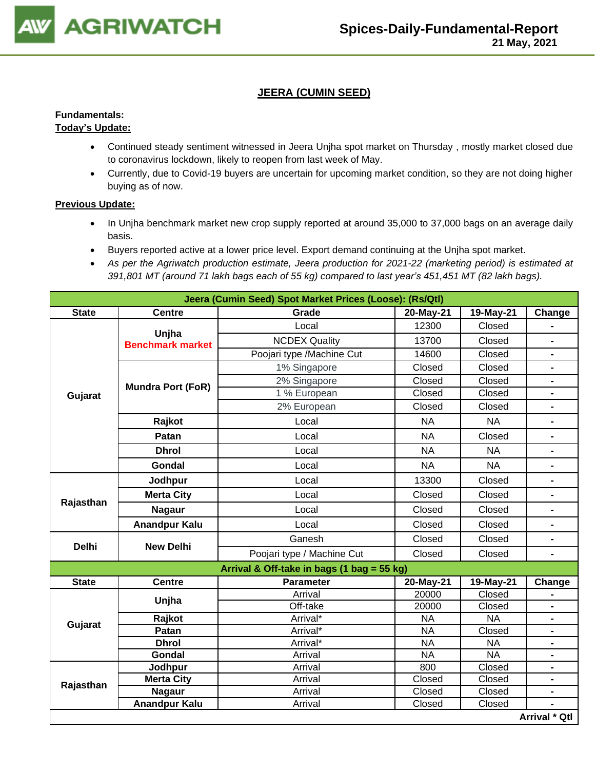# JEERA (CUMIN SEED)

**Fundamentals:**

**Today's Update:**

- Continued steady sentiment witnessed in Jeera Unjha spot market on Thursday , mostly market closed due to coronavirus lockdown, likely to reopen from last week of May.
- Currently, due to Covid-19 buyers are uncertain for upcoming market condition, so they are not doing higher buying as of now.

**Previous Update:**

- In Unjha benchmark market new crop supply reported at around 35,000 to 37,000 bags on an average daily basis.
- Buyers reported active at a lower price level. Export demand continuing at the Unjha spot market.
- *As per the Agriwatch production estimate, Jeera production for 2021-22 (marketing period) is estimated at 391,801 MT (around 71 lakh bags each of 55 kg) compared to last year's 451,451 MT (82 lakh bags).*

| Jeera (Cumin Seed) Spot Market Prices (Loose): (Rs/Qtl) | | | | | |
|---|---|---|---|---|---|
| **State** | **Centre** | **Grade** | **20-May-21** | **19-May-21** | **Change** |
| Gujarat | Unjha Benchmark market | Local | 12300 | Closed | - |
| | | NCDEX Quality | 13700 | Closed | - |
| | | Poojari type /Machine Cut | 14600 | Closed | - |
| | Mundra Port (FoR) | 1% Singapore | Closed | Closed | - |
| | | 2% Singapore | Closed | Closed | - |
| | | 1 % European | Closed | Closed | - |
| | | 2% European | Closed | Closed | - |
| | Rajkot | Local | NA | NA | - |
| | Patan | Local | NA | Closed | - |
| | Dhrol | Local | NA | NA | - |
| | Gondal | Local | NA | NA | - |
| Rajasthan | Jodhpur | Local | 13300 | Closed | - |
| | Merta City | Local | Closed | Closed | - |
| | Nagaur | Local | Closed | Closed | - |
| | Anandpur Kalu | Local | Closed | Closed | - |
| Delhi | New Delhi | Ganesh | Closed | Closed | - |
| | | Poojari type / Machine Cut | Closed | Closed | - |
| **Arrival & Off-take in bags (1 bag = 55 kg)** | | | | | |
| **State** | **Centre** | **Parameter** | **20-May-21** | **19-May-21** | **Change** |
| Gujarat | Unjha | Arrival | 20000 | Closed | - |
| | | Off-take | 20000 | Closed | - |
| | Rajkot | Arrival* | NA | NA | - |
| | Patan | Arrival* | NA | Closed | - |
| | Dhrol | Arrival* | NA | NA | - |
| | Gondal | Arrival | NA | NA | - |
| Rajasthan | Jodhpur | Arrival | 800 | Closed | - |
| | Merta City | Arrival | Closed | Closed | - |
| | Nagaur | Arrival | Closed | Closed | - |
| | Anandpur Kalu | Arrival | Closed | Closed | - |
| | | | | | **Arrival * Qtl** |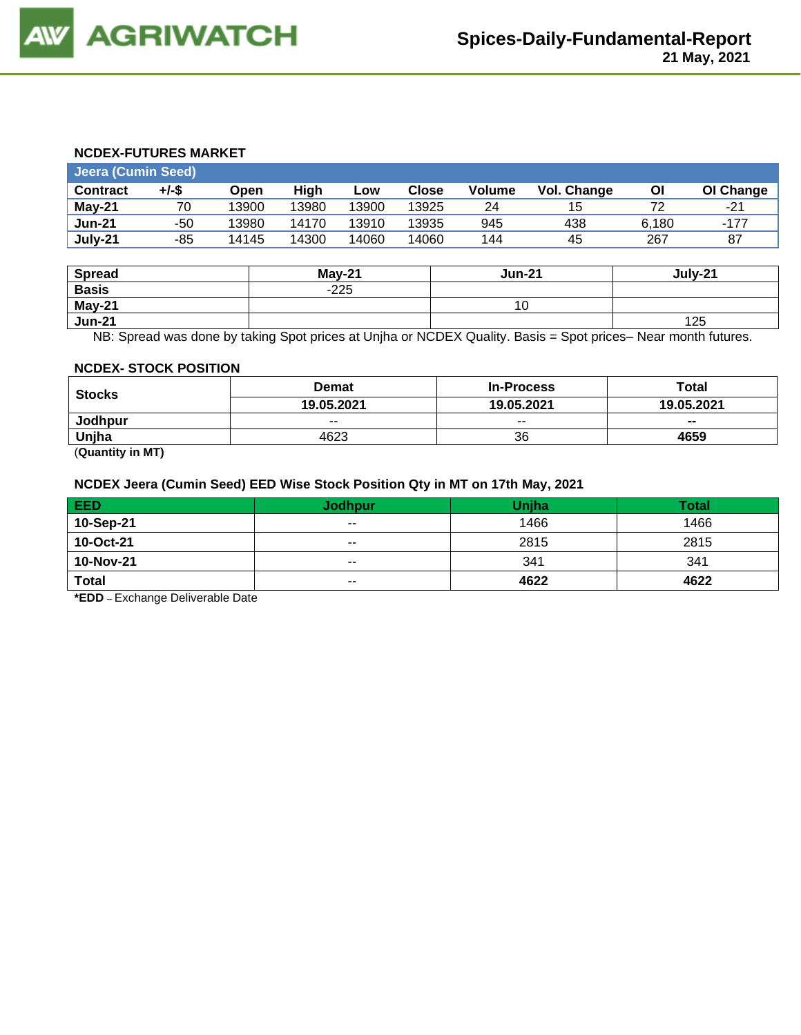### NCDEX-FUTURES MARKET

| Jeera (Cumin Seed) | | | | | | | | | |
|---|---|---|---|---|---|---|---|---|---|
| **Contract** | **+/-$** | **Open** | **High** | **Low** | **Close** | **Volume** | **Vol. Change** | **OI** | **OI Change** |
| **May-21** | 70 | 13900 | 13980 | 13900 | 13925 | 24 | 15 | 72 | -21 |
| **Jun-21** | -50 | 13980 | 14170 | 13910 | 13935 | 945 | 438 | 6,180 | -177 |
| **July-21** | -85 | 14145 | 14300 | 14060 | 14060 | 144 | 45 | 267 | 87 |

| Spread | May-21 | Jun-21 | July-21 |
|---|---|---|---|
| **Basis** | -225 | | |
| **May-21** | | 10 | |
| **Jun-21** | | | 125 |

NB: Spread was done by taking Spot prices at Unjha or NCDEX Quality. Basis = Spot prices– Near month futures.

### NCDEX- STOCK POSITION

| Stocks | Demat | In-Process | Total |
|---|---|---|---|
| | **19.05.2021** | **19.05.2021** | **19.05.2021** |
| **Jodhpur** | -- | -- | **--** |
| **Unjha** | 4623 | 36 | **4659** |

(**Quantity in MT**)

### NCDEX Jeera (Cumin Seed) EED Wise Stock Position Qty in MT on 17th May, 2021

| EED | Jodhpur | Unjha | Total |
|---|---|---|---|
| **10-Sep-21** | -- | 1466 | 1466 |
| **10-Oct-21** | -- | 2815 | 2815 |
| **10-Nov-21** | -- | 341 | 341 |
| **Total** | -- | **4622** | **4622** |

***EDD** – Exchange Deliverable Date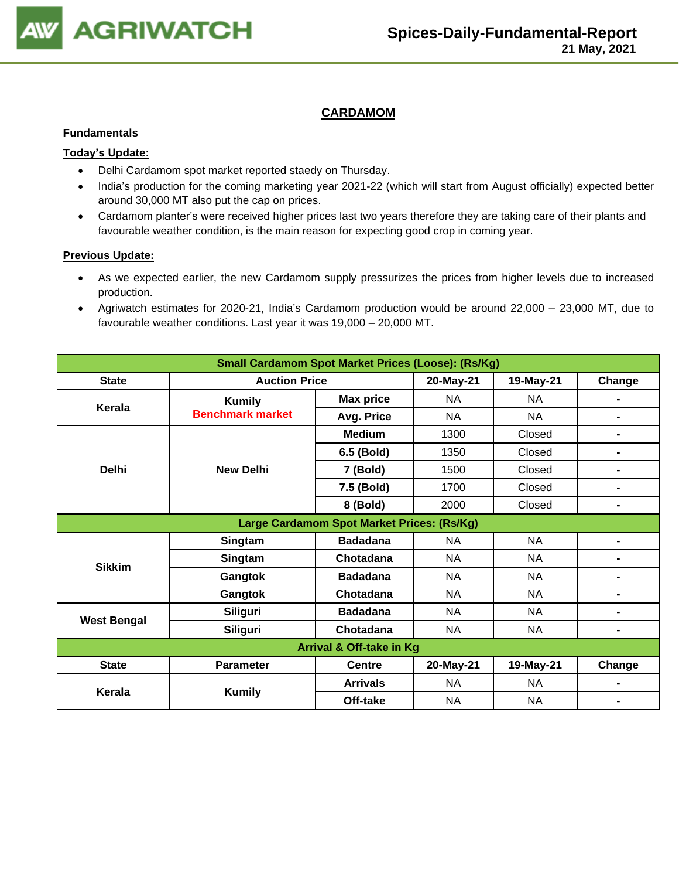# CARDAMOM

**Fundamentals**

**Today's Update:**

- Delhi Cardamom spot market reported staedy on Thursday.
- India's production for the coming marketing year 2021-22 (which will start from August officially) expected better around 30,000 MT also put the cap on prices.
- Cardamom planter's were received higher prices last two years therefore they are taking care of their plants and favourable weather condition, is the main reason for expecting good crop in coming year.

**Previous Update:**

- As we expected earlier, the new Cardamom supply pressurizes the prices from higher levels due to increased production.
- Agriwatch estimates for 2020-21, India's Cardamom production would be around 22,000 – 23,000 MT, due to favourable weather conditions. Last year it was 19,000 – 20,000 MT.

| Small Cardamom Spot Market Prices (Loose): (Rs/Kg) | | | | | |
|---|---|---|---|---|---|
| **State** | **Auction Price** | | **20-May-21** | **19-May-21** | **Change** |
| **Kerala** | **Kumily** Benchmark market | **Max price** | NA | NA | - |
| | | **Avg. Price** | NA | NA | - |
| **Delhi** | **New Delhi** | **Medium** | 1300 | Closed | - |
| | | **6.5 (Bold)** | 1350 | Closed | - |
| | | **7 (Bold)** | 1500 | Closed | - |
| | | **7.5 (Bold)** | 1700 | Closed | - |
| | | **8 (Bold)** | 2000 | Closed | - |
| **Large Cardamom Spot Market Prices: (Rs/Kg)** | | | | | |
| **Sikkim** | **Singtam** | **Badadana** | NA | NA | - |
| | **Singtam** | **Chotadana** | NA | NA | - |
| | **Gangtok** | **Badadana** | NA | NA | - |
| | **Gangtok** | **Chotadana** | NA | NA | - |
| **West Bengal** | **Siliguri** | **Badadana** | NA | NA | - |
| | **Siliguri** | **Chotadana** | NA | NA | - |
| **Arrival & Off-take in Kg** | | | | | |
| **State** | **Parameter** | **Centre** | **20-May-21** | **19-May-21** | **Change** |
| **Kerala** | **Kumily** | **Arrivals** | NA | NA | - |
| | | **Off-take** | NA | NA | - |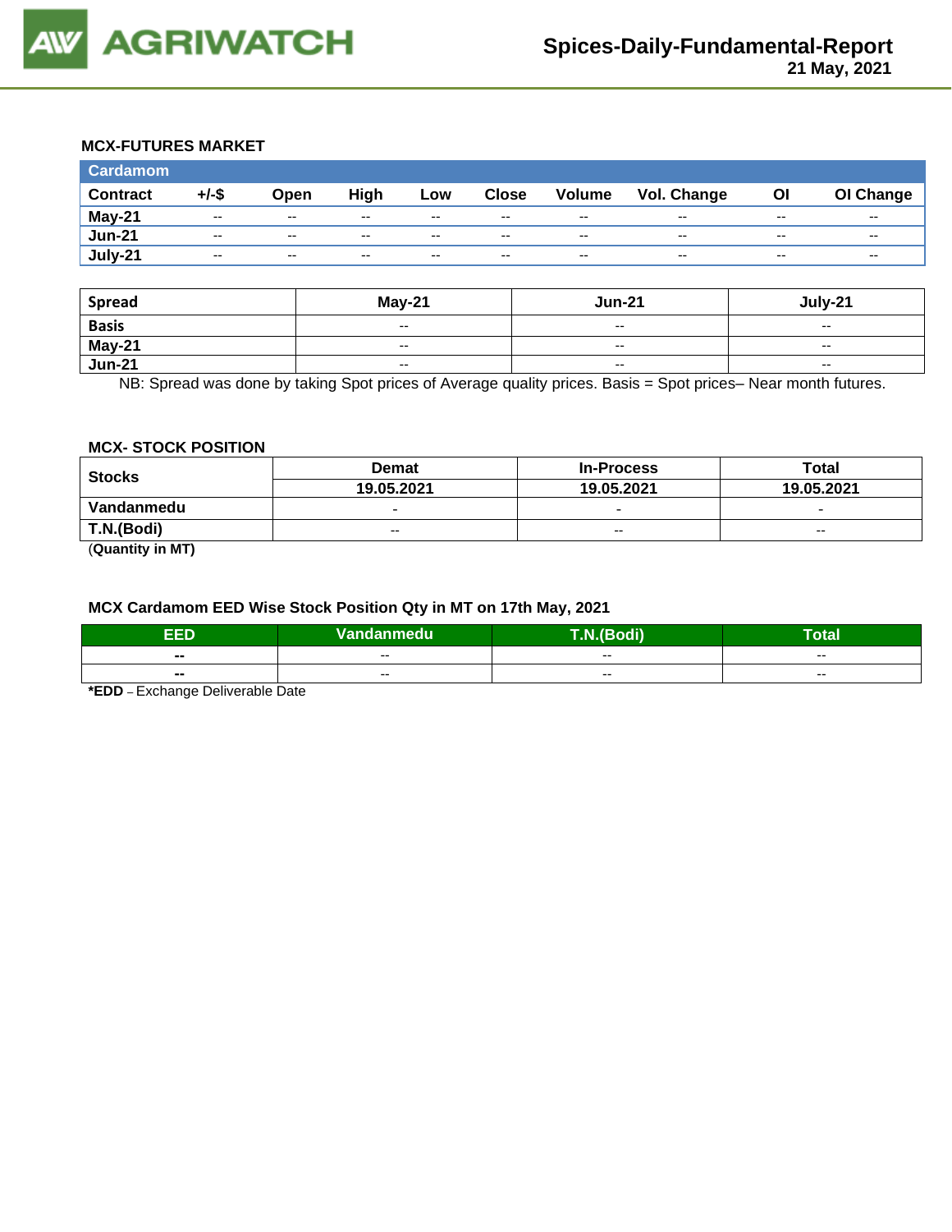### MCX-FUTURES MARKET

| Cardamom | | | | | | | | | |
|---|---|---|---|---|---|---|---|---|---|
| **Contract** | **+/-$** | **Open** | **High** | **Low** | **Close** | **Volume** | **Vol. Change** | **OI** | **OI Change** |
| **May-21** | -- | -- | -- | -- | -- | -- | -- | -- | -- |
| **Jun-21** | -- | -- | -- | -- | -- | -- | -- | -- | -- |
| **July-21** | -- | -- | -- | -- | -- | -- | -- | -- | -- |

| Spread | May-21 | Jun-21 | July-21 |
|---|---|---|---|
| **Basis** | -- | -- | -- |
| **May-21** | -- | -- | -- |
| **Jun-21** | -- | -- | -- |

NB: Spread was done by taking Spot prices of Average quality prices. Basis = Spot prices– Near month futures.

### MCX- STOCK POSITION

| Stocks | Demat | In-Process | Total |
|---|---|---|---|
| | **19.05.2021** | **19.05.2021** | **19.05.2021** |
| **Vandanmedu** | - | - | - |
| **T.N.(Bodi)** | -- | -- | -- |

(**Quantity in MT)**

### MCX Cardamom EED Wise Stock Position Qty in MT on 17th May, 2021

| EED | Vandanmedu | T.N.(Bodi) | Total |
|---|---|---|---|
| **--** | -- | -- | -- |
| **--** | -- | -- | -- |

***EDD** – Exchange Deliverable Date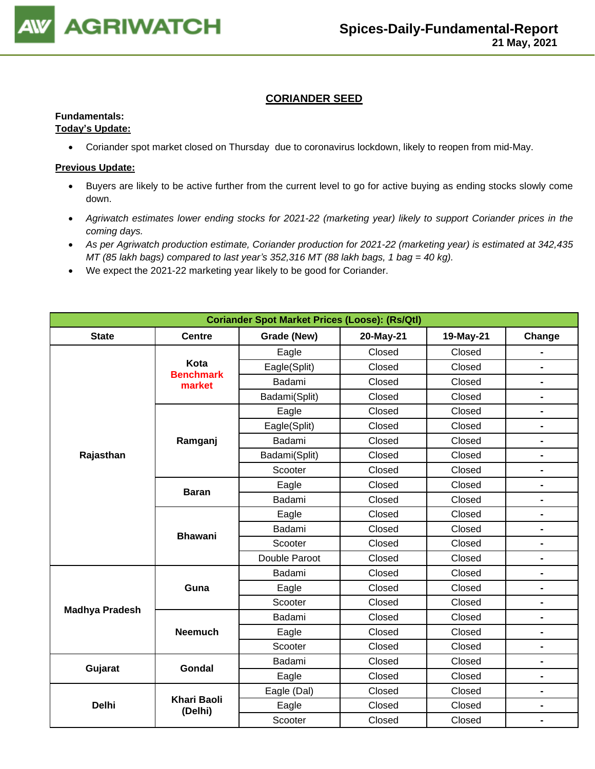## CORIANDER SEED

**Fundamentals:**
**Today's Update:**

- Coriander spot market closed on Thursday due to coronavirus lockdown, likely to reopen from mid-May.

**Previous Update:**

- Buyers are likely to be active further from the current level to go for active buying as ending stocks slowly come down.
- *Agriwatch estimates lower ending stocks for 2021-22 (marketing year) likely to support Coriander prices in the coming days.*
- *As per Agriwatch production estimate, Coriander production for 2021-22 (marketing year) is estimated at 342,435 MT (85 lakh bags) compared to last year's 352,316 MT (88 lakh bags, 1 bag = 40 kg).*
- We expect the 2021-22 marketing year likely to be good for Coriander.

| Coriander Spot Market Prices (Loose): (Rs/Qtl) | | | | | |
|---|---|---|---|---|---|
| **State** | **Centre** | **Grade (New)** | **20-May-21** | **19-May-21** | **Change** |
| Rajasthan | Kota Benchmark market | Eagle | Closed | Closed | - |
| | | Eagle(Split) | Closed | Closed | - |
| | | Badami | Closed | Closed | - |
| | | Badami(Split) | Closed | Closed | - |
| | Ramganj | Eagle | Closed | Closed | - |
| | | Eagle(Split) | Closed | Closed | - |
| | | Badami | Closed | Closed | - |
| | | Badami(Split) | Closed | Closed | - |
| | | Scooter | Closed | Closed | - |
| | Baran | Eagle | Closed | Closed | - |
| | | Badami | Closed | Closed | - |
| | Bhawani | Eagle | Closed | Closed | - |
| | | Badami | Closed | Closed | - |
| | | Scooter | Closed | Closed | - |
| | | Double Paroot | Closed | Closed | - |
| Madhya Pradesh | Guna | Badami | Closed | Closed | - |
| | | Eagle | Closed | Closed | - |
| | | Scooter | Closed | Closed | - |
| | Neemuch | Badami | Closed | Closed | - |
| | | Eagle | Closed | Closed | - |
| | | Scooter | Closed | Closed | - |
| Gujarat | Gondal | Badami | Closed | Closed | - |
| | | Eagle | Closed | Closed | - |
| Delhi | Khari Baoli (Delhi) | Eagle (Dal) | Closed | Closed | - |
| | | Eagle | Closed | Closed | - |
| | | Scooter | Closed | Closed | - |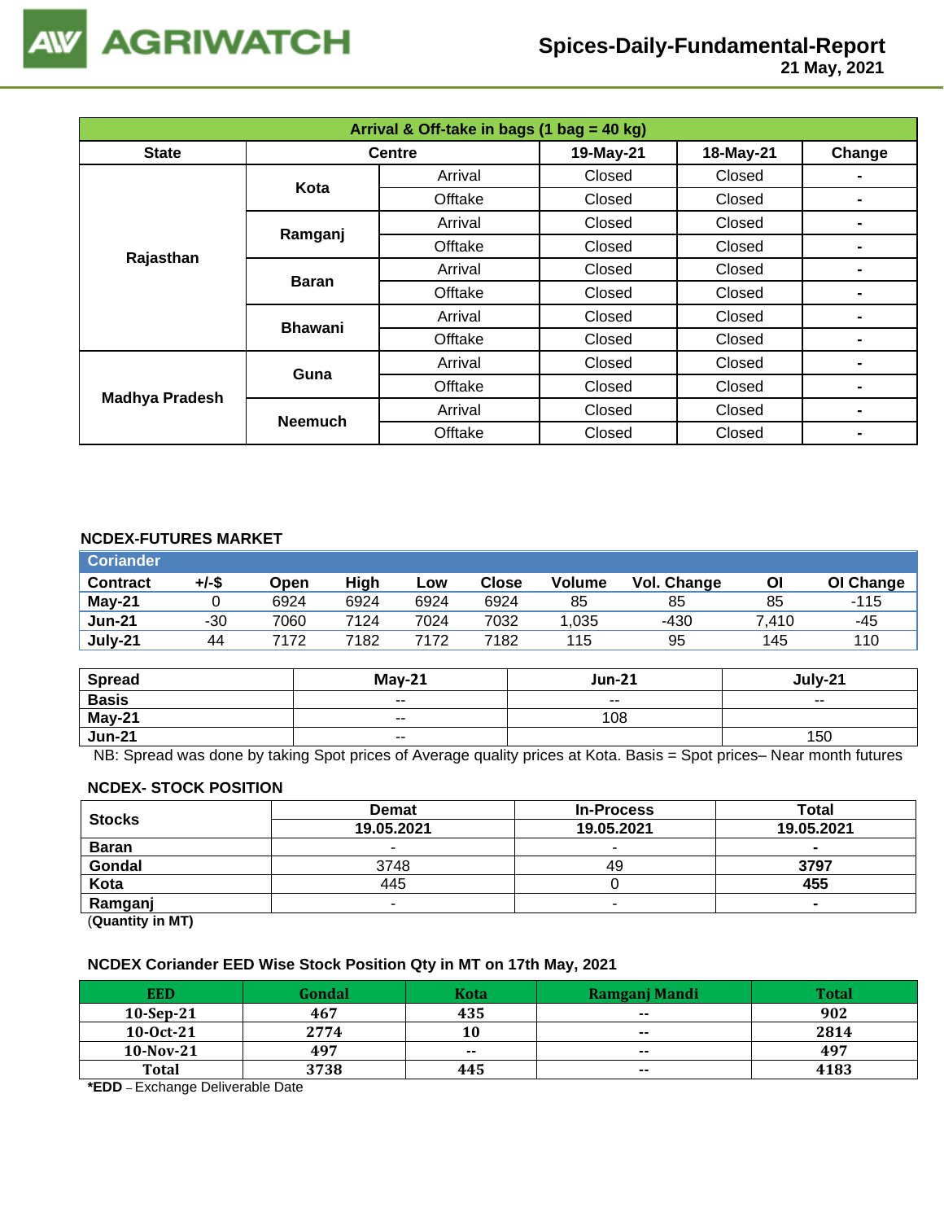## Arrival & Off-take in bags (1 bag = 40 kg)

| State | Centre | | 19-May-21 | 18-May-21 | Change |
|---|---|---|---|---|---|
| Rajasthan | Kota | Arrival | Closed | Closed | - |
| | | Offtake | Closed | Closed | - |
| | Ramganj | Arrival | Closed | Closed | - |
| | | Offtake | Closed | Closed | - |
| | Baran | Arrival | Closed | Closed | - |
| | | Offtake | Closed | Closed | - |
| | Bhawani | Arrival | Closed | Closed | - |
| | | Offtake | Closed | Closed | - |
| Madhya Pradesh | Guna | Arrival | Closed | Closed | - |
| | | Offtake | Closed | Closed | - |
| | Neemuch | Arrival | Closed | Closed | - |
| | | Offtake | Closed | Closed | - |

### NCDEX-FUTURES MARKET

**Coriander**

| Contract | +/-$ | Open | High | Low | Close | Volume | Vol. Change | OI | OI Change |
|---|---|---|---|---|---|---|---|---|---|
| May-21 | 0 | 6924 | 6924 | 6924 | 6924 | 85 | 85 | 85 | -115 |
| Jun-21 | -30 | 7060 | 7124 | 7024 | 7032 | 1,035 | -430 | 7,410 | -45 |
| July-21 | 44 | 7172 | 7182 | 7172 | 7182 | 115 | 95 | 145 | 110 |

| Spread | May-21 | Jun-21 | July-21 |
|---|---|---|---|
| Basis | -- | -- | -- |
| May-21 | -- | 108 | |
| Jun-21 | -- | | 150 |

NB: Spread was done by taking Spot prices of Average quality prices at Kota. Basis = Spot prices– Near month futures

### NCDEX- STOCK POSITION

| Stocks | Demat | In-Process | Total |
|---|---|---|---|
| | 19.05.2021 | 19.05.2021 | 19.05.2021 |
| Baran | - | - | - |
| Gondal | 3748 | 49 | 3797 |
| Kota | 445 | 0 | 455 |
| Ramganj | - | - | - |

(Quantity in MT)

### NCDEX Coriander EED Wise Stock Position Qty in MT on 17th May, 2021

| EED | Gondal | Kota | Ramganj Mandi | Total |
|---|---|---|---|---|
| 10-Sep-21 | 467 | 435 | -- | 902 |
| 10-Oct-21 | 2774 | 10 | -- | 2814 |
| 10-Nov-21 | 497 | -- | -- | 497 |
| Total | 3738 | 445 | -- | 4183 |

*EDD – Exchange Deliverable Date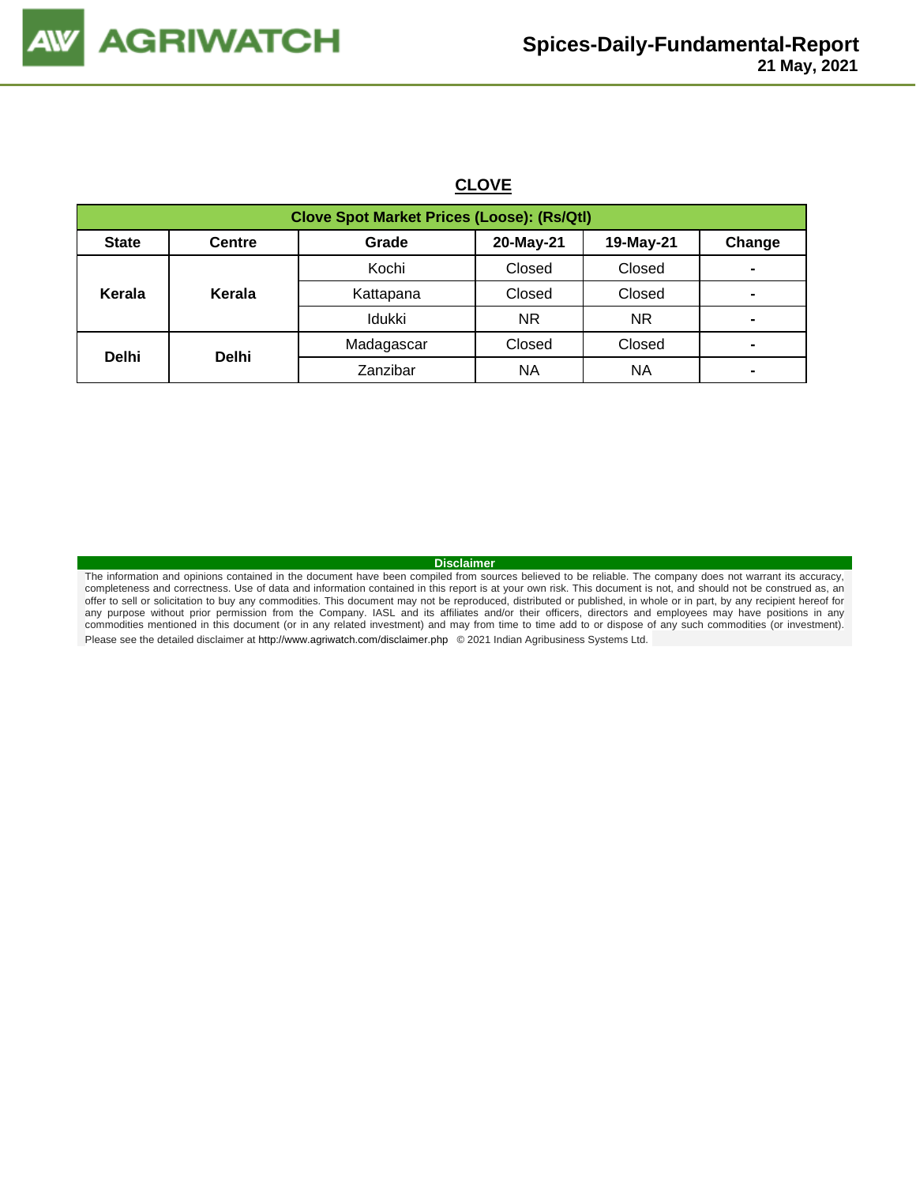## CLOVE

| Clove Spot Market Prices (Loose): (Rs/Qtl) | | | | | |
|---|---|---|---|---|---|
| **State** | **Centre** | **Grade** | **20-May-21** | **19-May-21** | **Change** |
| **Kerala** | **Kerala** | Kochi | Closed | Closed | - |
| | | Kattapana | Closed | Closed | - |
| | | Idukki | NR | NR | - |
| **Delhi** | **Delhi** | Madagascar | Closed | Closed | - |
| | | Zanzibar | NA | NA | - |

**Disclaimer**

The information and opinions contained in the document have been compiled from sources believed to be reliable. The company does not warrant its accuracy, completeness and correctness. Use of data and information contained in this report is at your own risk. This document is not, and should not be construed as, an offer to sell or solicitation to buy any commodities. This document may not be reproduced, distributed or published, in whole or in part, by any recipient hereof for any purpose without prior permission from the Company. IASL and its affiliates and/or their officers, directors and employees may have positions in any commodities mentioned in this document (or in any related investment) and may from time to time add to or dispose of any such commodities (or investment). Please see the detailed disclaimer at http://www.agriwatch.com/disclaimer.php © 2021 Indian Agribusiness Systems Ltd.